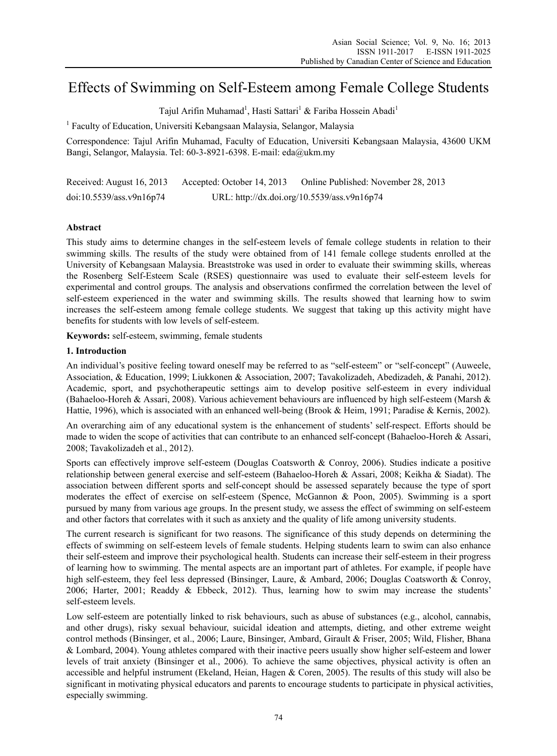# Effects of Swimming on Self-Esteem among Female College Students

Tajul Arifin Muhamad[1], Hasti Sattari[1] & Fariba Hossein Abadi[1]

[1] Faculty of Education, Universiti Kebangsaan Malaysia, Selangor, Malaysia

Correspondence: Tajul Arifin Muhamad, Faculty of Education, Universiti Kebangsaan Malaysia, 43600 UKM Bangi, Selangor, Malaysia. Tel: 60-3-8921-6398. E-mail: eda@ukm.my

Received: August 16, 2013 Accepted: October 14, 2013 Online Published: November 28, 2013

doi:10.5539/ass.v9n16p74 URL: http://dx.doi.org/10.5539/ass.v9n16p74

## Abstract

This study aims to determine changes in the self-esteem levels of female college students in relation to their swimming skills. The results of the study were obtained from of 141 female college students enrolled at the University of Kebangsaan Malaysia. Breaststroke was used in order to evaluate their swimming skills, whereas the Rosenberg Self-Esteem Scale (RSES) questionnaire was used to evaluate their self-esteem levels for experimental and control groups. The analysis and observations confirmed the correlation between the level of self-esteem experienced in the water and swimming skills. The results showed that learning how to swim increases the self-esteem among female college students. We suggest that taking up this activity might have benefits for students with low levels of self-esteem.

**Keywords:** self-esteem, swimming, female students

## 1. Introduction

An individual's positive feeling toward oneself may be referred to as "self-esteem" or "self-concept" (Auweele, Association, & Education, 1999; Liukkonen & Association, 2007; Tavakolizadeh, Abedizadeh, & Panahi, 2012). Academic, sport, and psychotherapeutic settings aim to develop positive self-esteem in every individual (Bahaeloo-Horeh & Assari, 2008). Various achievement behaviours are influenced by high self-esteem (Marsh & Hattie, 1996), which is associated with an enhanced well-being (Brook & Heim, 1991; Paradise & Kernis, 2002).

An overarching aim of any educational system is the enhancement of students' self-respect. Efforts should be made to widen the scope of activities that can contribute to an enhanced self-concept (Bahaeloo-Horeh & Assari, 2008; Tavakolizadeh et al., 2012).

Sports can effectively improve self-esteem (Douglas Coatsworth & Conroy, 2006). Studies indicate a positive relationship between general exercise and self-esteem (Bahaeloo-Horeh & Assari, 2008; Keikha & Siadat). The association between different sports and self-concept should be assessed separately because the type of sport moderates the effect of exercise on self-esteem (Spence, McGannon & Poon, 2005). Swimming is a sport pursued by many from various age groups. In the present study, we assess the effect of swimming on self-esteem and other factors that correlates with it such as anxiety and the quality of life among university students.

The current research is significant for two reasons. The significance of this study depends on determining the effects of swimming on self-esteem levels of female students. Helping students learn to swim can also enhance their self-esteem and improve their psychological health. Students can increase their self-esteem in their progress of learning how to swimming. The mental aspects are an important part of athletes. For example, if people have high self-esteem, they feel less depressed (Binsinger, Laure, & Ambard, 2006; Douglas Coatsworth & Conroy, 2006; Harter, 2001; Readdy & Ebbeck, 2012). Thus, learning how to swim may increase the students' self-esteem levels.

Low self-esteem are potentially linked to risk behaviours, such as abuse of substances (e.g., alcohol, cannabis, and other drugs), risky sexual behaviour, suicidal ideation and attempts, dieting, and other extreme weight control methods (Binsinger, et al., 2006; Laure, Binsinger, Ambard, Girault & Friser, 2005; Wild, Flisher, Bhana & Lombard, 2004). Young athletes compared with their inactive peers usually show higher self-esteem and lower levels of trait anxiety (Binsinger et al., 2006). To achieve the same objectives, physical activity is often an accessible and helpful instrument (Ekeland, Heian, Hagen & Coren, 2005). The results of this study will also be significant in motivating physical educators and parents to encourage students to participate in physical activities, especially swimming.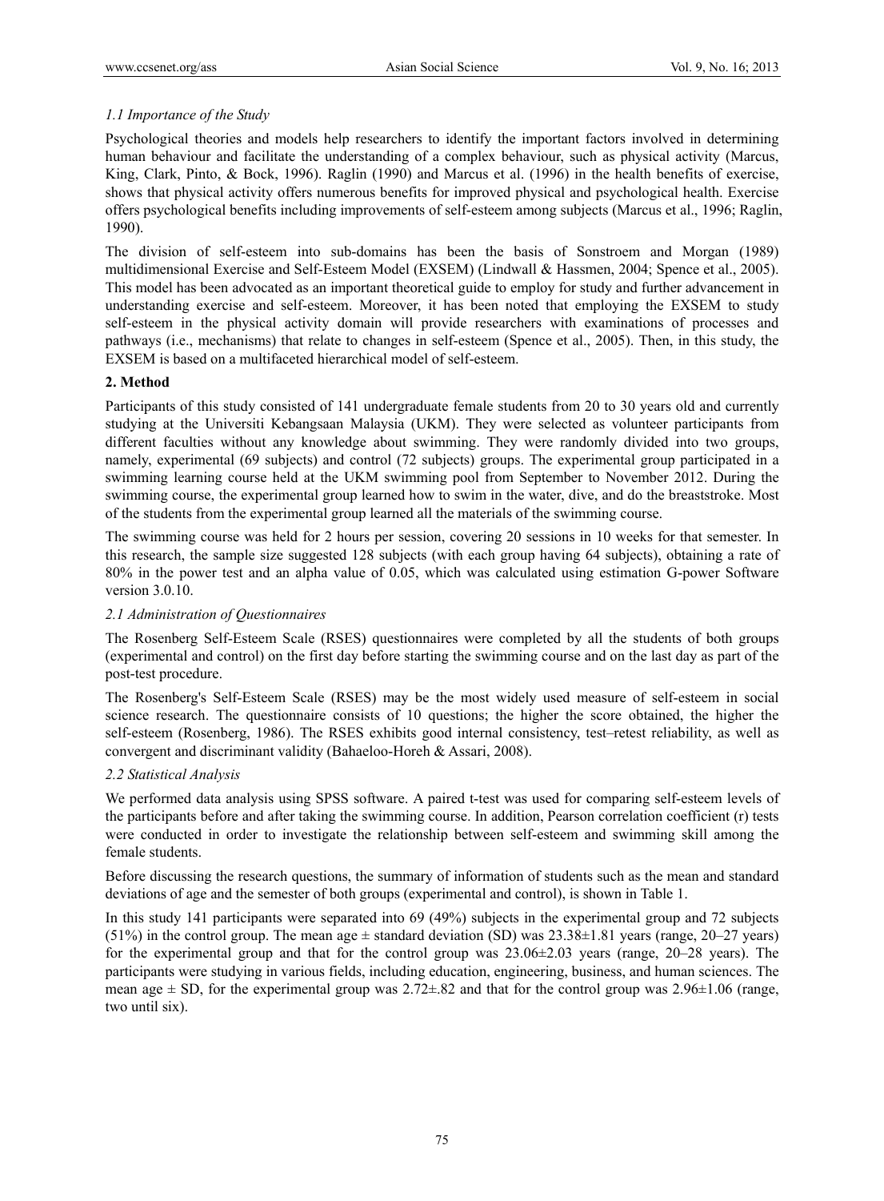### 1.1 Importance of the Study

Psychological theories and models help researchers to identify the important factors involved in determining human behaviour and facilitate the understanding of a complex behaviour, such as physical activity (Marcus, King, Clark, Pinto, & Bock, 1996). Raglin (1990) and Marcus et al. (1996) in the health benefits of exercise, shows that physical activity offers numerous benefits for improved physical and psychological health. Exercise offers psychological benefits including improvements of self-esteem among subjects (Marcus et al., 1996; Raglin, 1990).

The division of self-esteem into sub-domains has been the basis of Sonstroem and Morgan (1989) multidimensional Exercise and Self-Esteem Model (EXSEM) (Lindwall & Hassmen, 2004; Spence et al., 2005). This model has been advocated as an important theoretical guide to employ for study and further advancement in understanding exercise and self-esteem. Moreover, it has been noted that employing the EXSEM to study self-esteem in the physical activity domain will provide researchers with examinations of processes and pathways (i.e., mechanisms) that relate to changes in self-esteem (Spence et al., 2005). Then, in this study, the EXSEM is based on a multifaceted hierarchical model of self-esteem.

## 2. Method

Participants of this study consisted of 141 undergraduate female students from 20 to 30 years old and currently studying at the Universiti Kebangsaan Malaysia (UKM). They were selected as volunteer participants from different faculties without any knowledge about swimming. They were randomly divided into two groups, namely, experimental (69 subjects) and control (72 subjects) groups. The experimental group participated in a swimming learning course held at the UKM swimming pool from September to November 2012. During the swimming course, the experimental group learned how to swim in the water, dive, and do the breaststroke. Most of the students from the experimental group learned all the materials of the swimming course.

The swimming course was held for 2 hours per session, covering 20 sessions in 10 weeks for that semester. In this research, the sample size suggested 128 subjects (with each group having 64 subjects), obtaining a rate of 80% in the power test and an alpha value of 0.05, which was calculated using estimation G-power Software version 3.0.10.

### 2.1 Administration of Questionnaires

The Rosenberg Self-Esteem Scale (RSES) questionnaires were completed by all the students of both groups (experimental and control) on the first day before starting the swimming course and on the last day as part of the post-test procedure.

The Rosenberg's Self-Esteem Scale (RSES) may be the most widely used measure of self-esteem in social science research. The questionnaire consists of 10 questions; the higher the score obtained, the higher the self-esteem (Rosenberg, 1986). The RSES exhibits good internal consistency, test–retest reliability, as well as convergent and discriminant validity (Bahaeloo-Horeh & Assari, 2008).

### 2.2 Statistical Analysis

We performed data analysis using SPSS software. A paired t-test was used for comparing self-esteem levels of the participants before and after taking the swimming course. In addition, Pearson correlation coefficient (r) tests were conducted in order to investigate the relationship between self-esteem and swimming skill among the female students.

Before discussing the research questions, the summary of information of students such as the mean and standard deviations of age and the semester of both groups (experimental and control), is shown in Table 1.

In this study 141 participants were separated into 69 (49%) subjects in the experimental group and 72 subjects (51%) in the control group. The mean age ± standard deviation (SD) was 23.38±1.81 years (range, 20–27 years) for the experimental group and that for the control group was 23.06±2.03 years (range, 20–28 years). The participants were studying in various fields, including education, engineering, business, and human sciences. The mean age ± SD, for the experimental group was 2.72±.82 and that for the control group was 2.96±1.06 (range, two until six).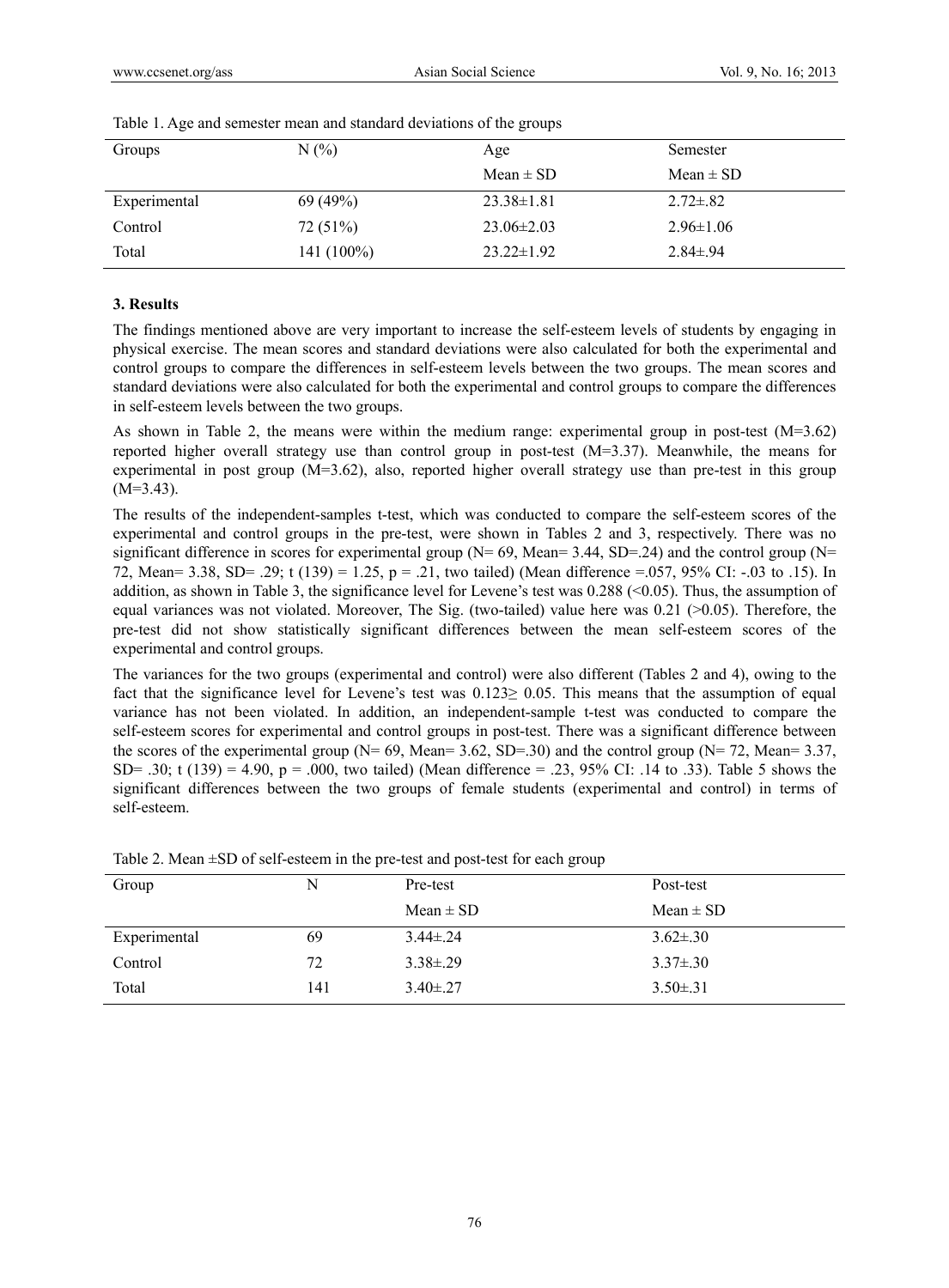Table 1. Age and semester mean and standard deviations of the groups

| Groups | N (%) | Age | Semester |
|---|---|---|---|
| | | Mean ± SD | Mean ± SD |
| Experimental | 69 (49%) | 23.38±1.81 | 2.72±.82 |
| Control | 72 (51%) | 23.06±2.03 | 2.96±1.06 |
| Total | 141 (100%) | 23.22±1.92 | 2.84±.94 |

### 3. Results

The findings mentioned above are very important to increase the self-esteem levels of students by engaging in physical exercise. The mean scores and standard deviations were also calculated for both the experimental and control groups to compare the differences in self-esteem levels between the two groups. The mean scores and standard deviations were also calculated for both the experimental and control groups to compare the differences in self-esteem levels between the two groups.

As shown in Table 2, the means were within the medium range: experimental group in post-test (M=3.62) reported higher overall strategy use than control group in post-test (M=3.37). Meanwhile, the means for experimental in post group (M=3.62), also, reported higher overall strategy use than pre-test in this group (M=3.43).

The results of the independent-samples t-test, which was conducted to compare the self-esteem scores of the experimental and control groups in the pre-test, were shown in Tables 2 and 3, respectively. There was no significant difference in scores for experimental group (N= 69, Mean= 3.44, SD=.24) and the control group (N= 72, Mean= 3.38, SD= .29; t (139) = 1.25, p = .21, two tailed) (Mean difference =.057, 95% CI: -.03 to .15). In addition, as shown in Table 3, the significance level for Levene's test was 0.288 (<0.05). Thus, the assumption of equal variances was not violated. Moreover, The Sig. (two-tailed) value here was 0.21 (>0.05). Therefore, the pre-test did not show statistically significant differences between the mean self-esteem scores of the experimental and control groups.

The variances for the two groups (experimental and control) were also different (Tables 2 and 4), owing to the fact that the significance level for Levene's test was 0.123≥ 0.05. This means that the assumption of equal variance has not been violated. In addition, an independent-sample t-test was conducted to compare the self-esteem scores for experimental and control groups in post-test. There was a significant difference between the scores of the experimental group (N= 69, Mean= 3.62, SD=.30) and the control group (N= 72, Mean= 3.37, SD= .30; t (139) = 4.90, p = .000, two tailed) (Mean difference = .23, 95% CI: .14 to .33). Table 5 shows the significant differences between the two groups of female students (experimental and control) in terms of self-esteem.

Table 2. Mean ±SD of self-esteem in the pre-test and post-test for each group

| Group | N | Pre-test | Post-test |
|---|---|---|---|
| | | Mean ± SD | Mean ± SD |
| Experimental | 69 | 3.44±.24 | 3.62±.30 |
| Control | 72 | 3.38±.29 | 3.37±.30 |
| Total | 141 | 3.40±.27 | 3.50±.31 |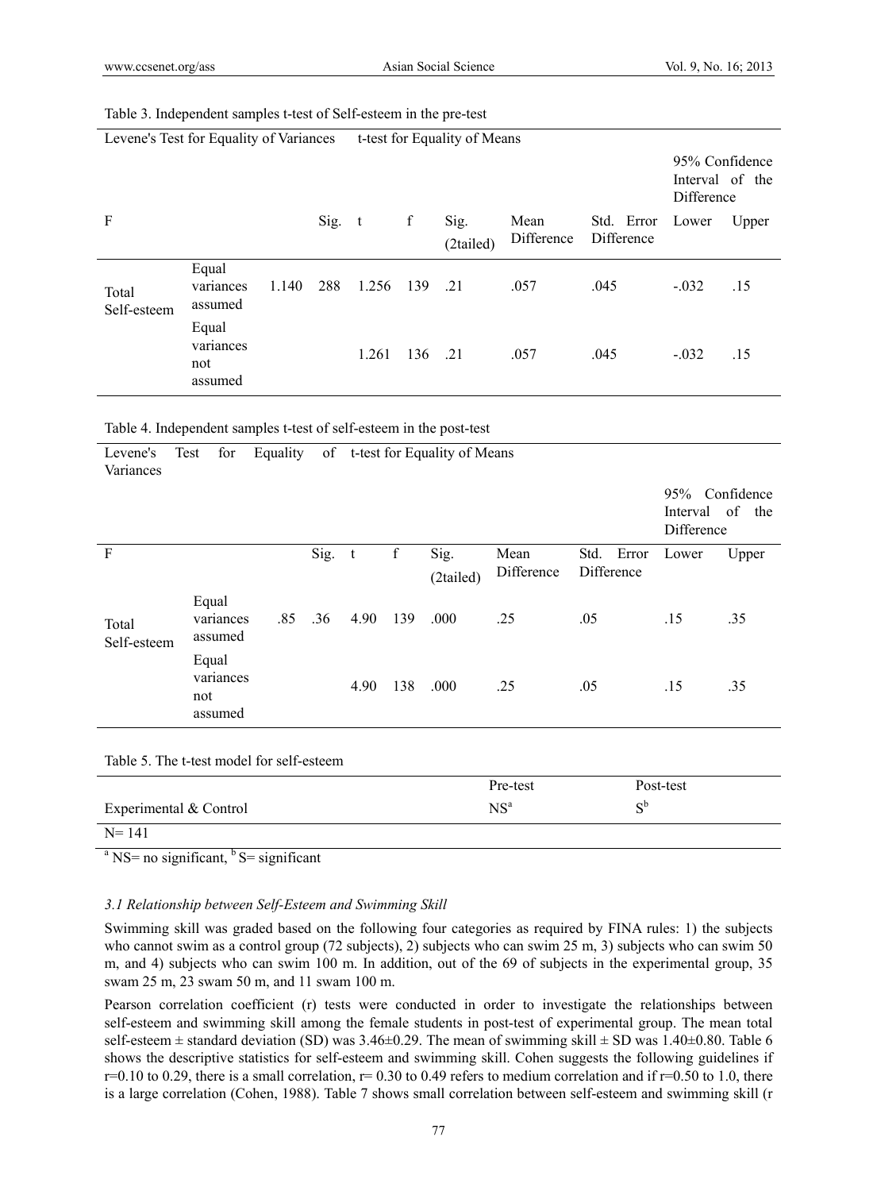Table 3. Independent samples t-test of Self-esteem in the pre-test

| | | Levene's Test for Equality of Variances | | t-test for Equality of Means | | | | | | |
|---|---|---|---|---|---|---|---|---|---|---|
| | | | | | | | | | 95% Confidence Interval of the Difference | |
| | | F | Sig. | t | f | Sig. (2tailed) | Mean Difference | Std. Error Difference | Lower | Upper |
| Total Self-esteem | Equal variances assumed | 1.140 | 288 | 1.256 | 139 | .21 | .057 | .045 | -.032 | .15 |
| | Equal variances not assumed | | | 1.261 | 136 | .21 | .057 | .045 | -.032 | .15 |

Table 4. Independent samples t-test of self-esteem in the post-test

| | | Levene's Test for Equality of Variances | | t-test for Equality of Means | | | | | | |
|---|---|---|---|---|---|---|---|---|---|---|
| | | | | | | | | | 95% Confidence Interval of the Difference | |
| | | F | Sig. | t | f | Sig. (2tailed) | Mean Difference | Std. Error Difference | Lower | Upper |
| Total Self-esteem | Equal variances assumed | .85 | .36 | 4.90 | 139 | .000 | .25 | .05 | .15 | .35 |
| | Equal variances not assumed | | | 4.90 | 138 | .000 | .25 | .05 | .15 | .35 |

Table 5. The t-test model for self-esteem

| | Pre-test | Post-test |
|---|---|---|
| Experimental & Control | NS[a] | S[b] |
| N= 141 | | |

[a] NS= no significant, [b] S= significant

### 3.1 Relationship between Self-Esteem and Swimming Skill

Swimming skill was graded based on the following four categories as required by FINA rules: 1) the subjects who cannot swim as a control group (72 subjects), 2) subjects who can swim 25 m, 3) subjects who can swim 50 m, and 4) subjects who can swim 100 m. In addition, out of the 69 of subjects in the experimental group, 35 swam 25 m, 23 swam 50 m, and 11 swam 100 m.

Pearson correlation coefficient (r) tests were conducted in order to investigate the relationships between self-esteem and swimming skill among the female students in post-test of experimental group. The mean total self-esteem ± standard deviation (SD) was 3.46±0.29. The mean of swimming skill ± SD was 1.40±0.80. Table 6 shows the descriptive statistics for self-esteem and swimming skill. Cohen suggests the following guidelines if r=0.10 to 0.29, there is a small correlation, r= 0.30 to 0.49 refers to medium correlation and if r=0.50 to 1.0, there is a large correlation (Cohen, 1988). Table 7 shows small correlation between self-esteem and swimming skill (r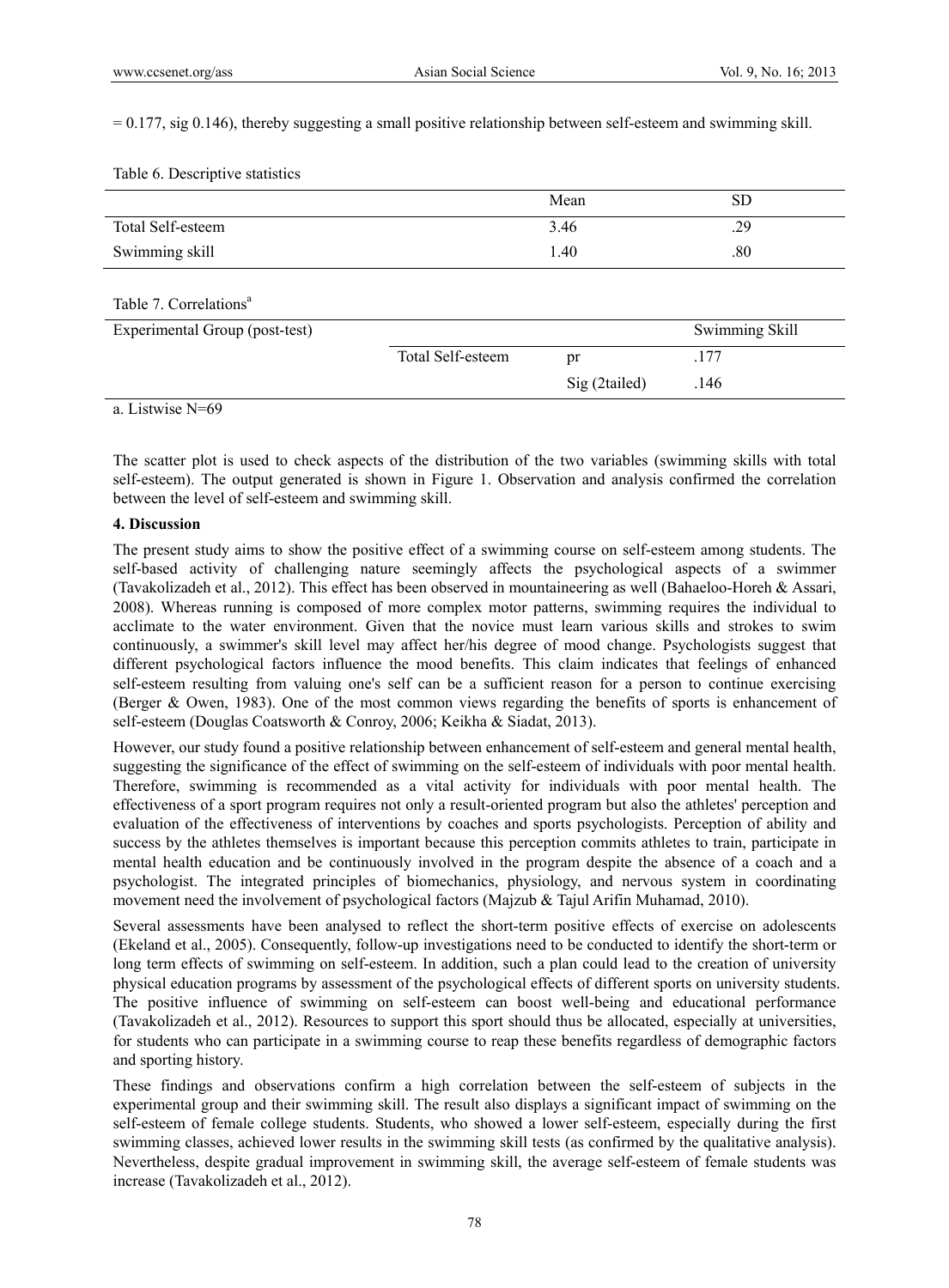= 0.177, sig 0.146), thereby suggesting a small positive relationship between self-esteem and swimming skill.

Table 6. Descriptive statistics

| | Mean | SD |
|---|---|---|
| Total Self-esteem | 3.46 | .29 |
| Swimming skill | 1.40 | .80 |

Table 7. Correlations[a]

| Experimental Group (post-test) | | | Swimming Skill |
|---|---|---|---|
| | Total Self-esteem | pr | .177 |
| | | Sig (2tailed) | .146 |

a. Listwise N=69

The scatter plot is used to check aspects of the distribution of the two variables (swimming skills with total self-esteem). The output generated is shown in Figure 1. Observation and analysis confirmed the correlation between the level of self-esteem and swimming skill.

## 4. Discussion

The present study aims to show the positive effect of a swimming course on self-esteem among students. The self-based activity of challenging nature seemingly affects the psychological aspects of a swimmer (Tavakolizadeh et al., 2012). This effect has been observed in mountaineering as well (Bahaeloo-Horeh & Assari, 2008). Whereas running is composed of more complex motor patterns, swimming requires the individual to acclimate to the water environment. Given that the novice must learn various skills and strokes to swim continuously, a swimmer's skill level may affect her/his degree of mood change. Psychologists suggest that different psychological factors influence the mood benefits. This claim indicates that feelings of enhanced self-esteem resulting from valuing one's self can be a sufficient reason for a person to continue exercising (Berger & Owen, 1983). One of the most common views regarding the benefits of sports is enhancement of self-esteem (Douglas Coatsworth & Conroy, 2006; Keikha & Siadat, 2013).

However, our study found a positive relationship between enhancement of self-esteem and general mental health, suggesting the significance of the effect of swimming on the self-esteem of individuals with poor mental health. Therefore, swimming is recommended as a vital activity for individuals with poor mental health. The effectiveness of a sport program requires not only a result-oriented program but also the athletes' perception and evaluation of the effectiveness of interventions by coaches and sports psychologists. Perception of ability and success by the athletes themselves is important because this perception commits athletes to train, participate in mental health education and be continuously involved in the program despite the absence of a coach and a psychologist. The integrated principles of biomechanics, physiology, and nervous system in coordinating movement need the involvement of psychological factors (Majzub & Tajul Arifin Muhamad, 2010).

Several assessments have been analysed to reflect the short-term positive effects of exercise on adolescents (Ekeland et al., 2005). Consequently, follow-up investigations need to be conducted to identify the short-term or long term effects of swimming on self-esteem. In addition, such a plan could lead to the creation of university physical education programs by assessment of the psychological effects of different sports on university students. The positive influence of swimming on self-esteem can boost well-being and educational performance (Tavakolizadeh et al., 2012). Resources to support this sport should thus be allocated, especially at universities, for students who can participate in a swimming course to reap these benefits regardless of demographic factors and sporting history.

These findings and observations confirm a high correlation between the self-esteem of subjects in the experimental group and their swimming skill. The result also displays a significant impact of swimming on the self-esteem of female college students. Students, who showed a lower self-esteem, especially during the first swimming classes, achieved lower results in the swimming skill tests (as confirmed by the qualitative analysis). Nevertheless, despite gradual improvement in swimming skill, the average self-esteem of female students was increase (Tavakolizadeh et al., 2012).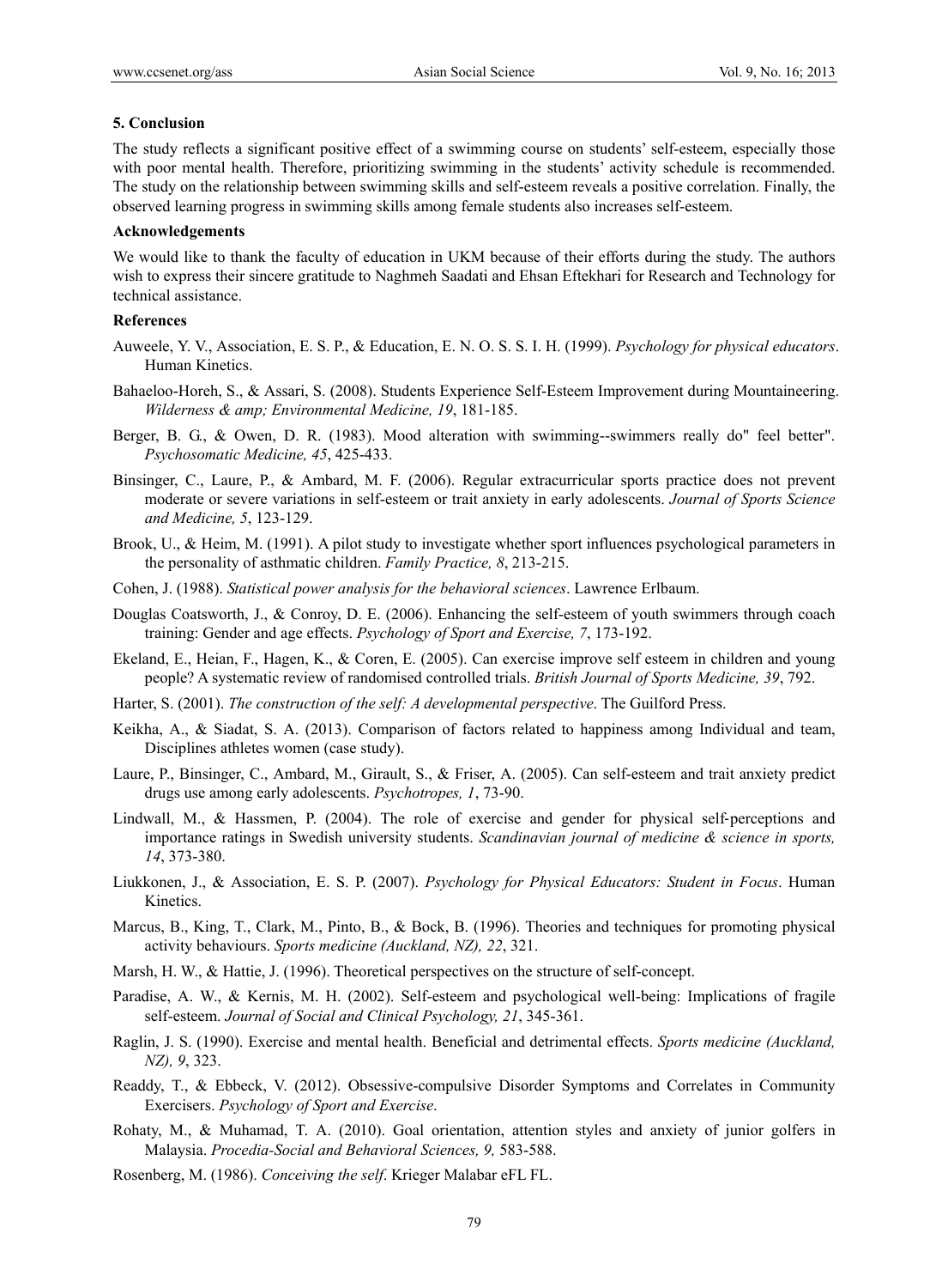## 5. Conclusion

The study reflects a significant positive effect of a swimming course on students' self-esteem, especially those with poor mental health. Therefore, prioritizing swimming in the students' activity schedule is recommended. The study on the relationship between swimming skills and self-esteem reveals a positive correlation. Finally, the observed learning progress in swimming skills among female students also increases self-esteem.

### Acknowledgements

We would like to thank the faculty of education in UKM because of their efforts during the study. The authors wish to express their sincere gratitude to Naghmeh Saadati and Ehsan Eftekhari for Research and Technology for technical assistance.

### References

Auweele, Y. V., Association, E. S. P., & Education, E. N. O. S. S. I. H. (1999). *Psychology for physical educators*. Human Kinetics.

Bahaeloo-Horeh, S., & Assari, S. (2008). Students Experience Self-Esteem Improvement during Mountaineering. *Wilderness & amp; Environmental Medicine, 19*, 181-185.

Berger, B. G., & Owen, D. R. (1983). Mood alteration with swimming--swimmers really do" feel better". *Psychosomatic Medicine, 45*, 425-433.

Binsinger, C., Laure, P., & Ambard, M. F. (2006). Regular extracurricular sports practice does not prevent moderate or severe variations in self-esteem or trait anxiety in early adolescents. *Journal of Sports Science and Medicine, 5*, 123-129.

Brook, U., & Heim, M. (1991). A pilot study to investigate whether sport influences psychological parameters in the personality of asthmatic children. *Family Practice, 8*, 213-215.

Cohen, J. (1988). *Statistical power analysis for the behavioral sciences*. Lawrence Erlbaum.

Douglas Coatsworth, J., & Conroy, D. E. (2006). Enhancing the self-esteem of youth swimmers through coach training: Gender and age effects. *Psychology of Sport and Exercise, 7*, 173-192.

Ekeland, E., Heian, F., Hagen, K., & Coren, E. (2005). Can exercise improve self esteem in children and young people? A systematic review of randomised controlled trials. *British Journal of Sports Medicine, 39*, 792.

Harter, S. (2001). *The construction of the self: A developmental perspective*. The Guilford Press.

Keikha, A., & Siadat, S. A. (2013). Comparison of factors related to happiness among Individual and team, Disciplines athletes women (case study).

Laure, P., Binsinger, C., Ambard, M., Girault, S., & Friser, A. (2005). Can self-esteem and trait anxiety predict drugs use among early adolescents. *Psychotropes, 1*, 73-90.

Lindwall, M., & Hassmen, P. (2004). The role of exercise and gender for physical self-perceptions and importance ratings in Swedish university students. *Scandinavian journal of medicine & science in sports, 14*, 373-380.

Liukkonen, J., & Association, E. S. P. (2007). *Psychology for Physical Educators: Student in Focus*. Human Kinetics.

Marcus, B., King, T., Clark, M., Pinto, B., & Bock, B. (1996). Theories and techniques for promoting physical activity behaviours. *Sports medicine (Auckland, NZ), 22*, 321.

Marsh, H. W., & Hattie, J. (1996). Theoretical perspectives on the structure of self-concept.

Paradise, A. W., & Kernis, M. H. (2002). Self-esteem and psychological well-being: Implications of fragile self-esteem. *Journal of Social and Clinical Psychology, 21*, 345-361.

Raglin, J. S. (1990). Exercise and mental health. Beneficial and detrimental effects. *Sports medicine (Auckland, NZ), 9*, 323.

Readdy, T., & Ebbeck, V. (2012). Obsessive-compulsive Disorder Symptoms and Correlates in Community Exercisers. *Psychology of Sport and Exercise*.

Rohaty, M., & Muhamad, T. A. (2010). Goal orientation, attention styles and anxiety of junior golfers in Malaysia. *Procedia-Social and Behavioral Sciences, 9,* 583-588.

Rosenberg, M. (1986). *Conceiving the self*. Krieger Malabar eFL FL.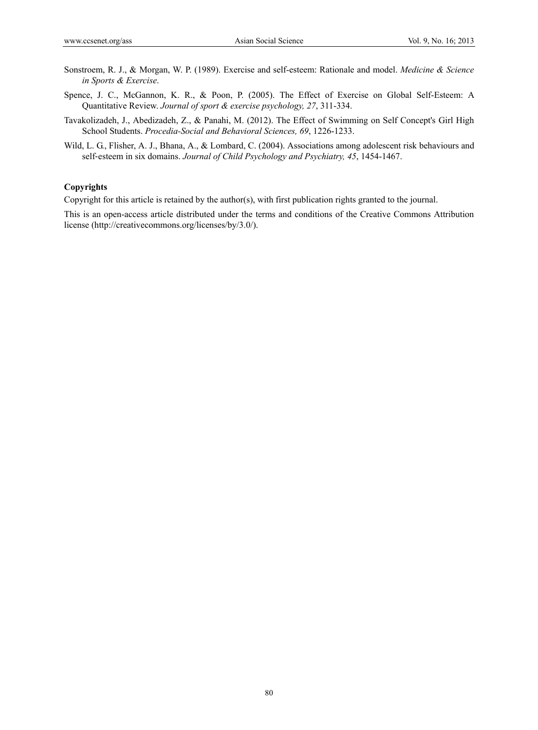Sonstroem, R. J., & Morgan, W. P. (1989). Exercise and self-esteem: Rationale and model. *Medicine & Science in Sports & Exercise*.

Spence, J. C., McGannon, K. R., & Poon, P. (2005). The Effect of Exercise on Global Self-Esteem: A Quantitative Review. *Journal of sport & exercise psychology, 27*, 311-334.

Tavakolizadeh, J., Abedizadeh, Z., & Panahi, M. (2012). The Effect of Swimming on Self Concept's Girl High School Students. *Procedia-Social and Behavioral Sciences, 69*, 1226-1233.

Wild, L. G., Flisher, A. J., Bhana, A., & Lombard, C. (2004). Associations among adolescent risk behaviours and self-esteem in six domains. *Journal of Child Psychology and Psychiatry, 45*, 1454-1467.

**Copyrights**

Copyright for this article is retained by the author(s), with first publication rights granted to the journal.

This is an open-access article distributed under the terms and conditions of the Creative Commons Attribution license (http://creativecommons.org/licenses/by/3.0/).